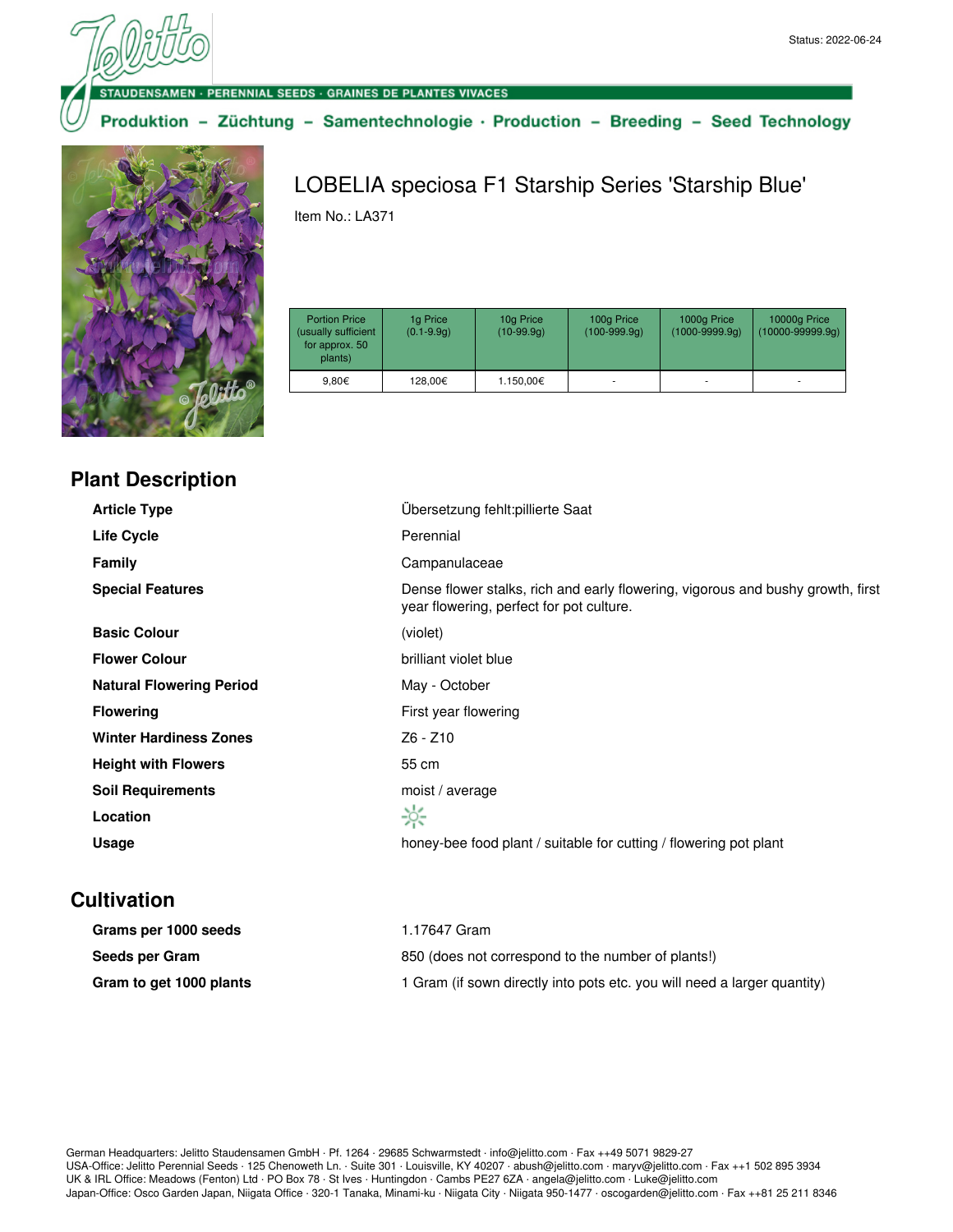Status: 2022-06-24

STAUDENSAMEN · PERENNIAL SEEDS · GRAINES DE PLANTES VIVACES

Produktion – Züchtung – Samentechnologie · Production – Breeding – Seed Technology

# LOBELIA speciosa F1 Starship Series 'Starship Blue'

Item No.: LA371

| Portion Price (usually sufficient for approx. 50 plants) | 1g Price (0.1-9.9g) | 10g Price (10-99.9g) | 100g Price (100-999.9g) | 1000g Price (1000-9999.9g) | 10000g Price (10000-99999.9g) |
|---|---|---|---|---|---|
| 9,80€ | 128,00€ | 1.150,00€ | - | - | - |

## Plant Description

| | |
|---|---|
| **Article Type** | Übersetzung fehlt:pillierte Saat |
| **Life Cycle** | Perennial |
| **Family** | Campanulaceae |
| **Special Features** | Dense flower stalks, rich and early flowering, vigorous and bushy growth, first year flowering, perfect for pot culture. |
| **Basic Colour** | (violet) |
| **Flower Colour** | brilliant violet blue |
| **Natural Flowering Period** | May - October |
| **Flowering** | First year flowering |
| **Winter Hardiness Zones** | Z6 - Z10 |
| **Height with Flowers** | 55 cm |
| **Soil Requirements** | moist / average |
| **Location** | |
| **Usage** | honey-bee food plant / suitable for cutting / flowering pot plant |

## Cultivation

| | |
|---|---|
| **Grams per 1000 seeds** | 1.17647 Gram |
| **Seeds per Gram** | 850 (does not correspond to the number of plants!) |
| **Gram to get 1000 plants** | 1 Gram (if sown directly into pots etc. you will need a larger quantity) |

German Headquarters: Jelitto Staudensamen GmbH · Pf. 1264 · 29685 Schwarmstedt · info@jelitto.com · Fax ++49 5071 9829-27
USA-Office: Jelitto Perennial Seeds · 125 Chenoweth Ln. · Suite 301 · Louisville, KY 40207 · abush@jelitto.com · maryv@jelitto.com · Fax ++1 502 895 3934
UK & IRL Office: Meadows (Fenton) Ltd · PO Box 78 · St Ives · Huntingdon · Cambs PE27 6ZA · angela@jelitto.com · Luke@jelitto.com
Japan-Office: Osco Garden Japan, Niigata Office · 320-1 Tanaka, Minami-ku · Niigata City · Niigata 950-1477 · oscogarden@jelitto.com · Fax ++81 25 211 8346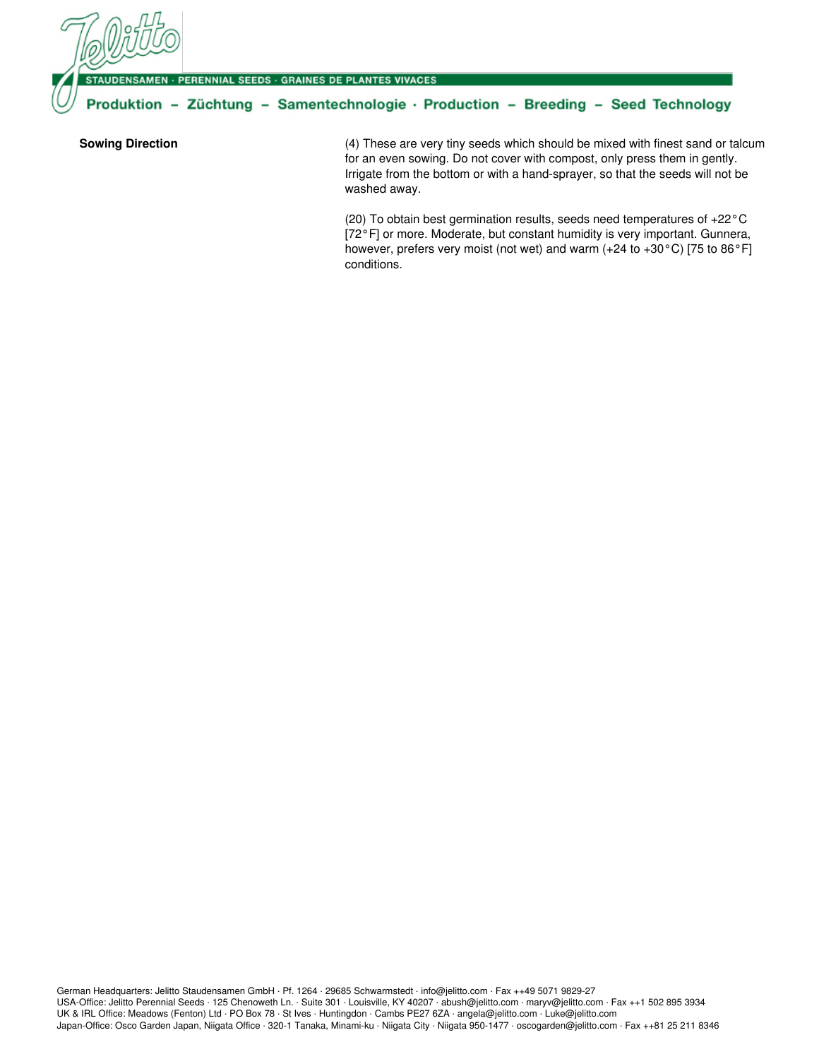**Sowing Direction**

(4) These are very tiny seeds which should be mixed with finest sand or talcum for an even sowing. Do not cover with compost, only press them in gently. Irrigate from the bottom or with a hand-sprayer, so that the seeds will not be washed away.

(20) To obtain best germination results, seeds need temperatures of +22°C [72°F] or more. Moderate, but constant humidity is very important. Gunnera, however, prefers very moist (not wet) and warm (+24 to +30°C) [75 to 86°F] conditions.